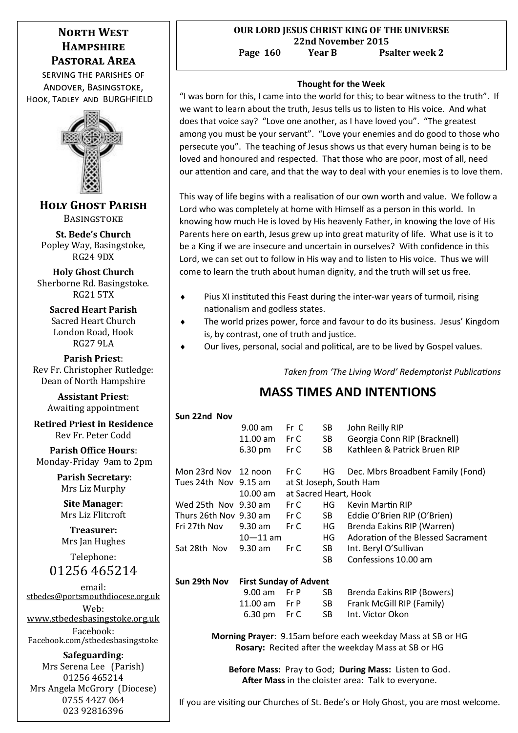# North West Hampshire Pastoral Area

SERVING THE PARISHES OF ANDOVER, BASINGSTOKE, HOOK, TADLEY AND BURGHFIELD

## Holy Ghost Parish

BASINGSTOKE

**St. Bede's Church**
Popley Way, Basingstoke, RG24 9DX

**Holy Ghost Church**
Sherborne Rd. Basingstoke. RG21 5TX

**Sacred Heart Parish**
Sacred Heart Church
London Road, Hook
RG27 9LA

**Parish Priest**:
Rev Fr. Christopher Rutledge: Dean of North Hampshire

**Assistant Priest**:
Awaiting appointment

**Retired Priest in Residence**
Rev Fr. Peter Codd

**Parish Office Hours**:
Monday-Friday 9am to 2pm

**Parish Secretary**:
Mrs Liz Murphy

**Site Manager**:
Mrs Liz Flitcroft

**Treasurer:**
Mrs Jan Hughes

Telephone:
01256 465214

email:
stbedes@portsmouthdiocese.org.uk

Web:
www.stbedesbasingstoke.org.uk

Facebook:
Facebook.com/stbedesbasingstoke

**Safeguarding:**
Mrs Serena Lee (Parish)
01256 465214
Mrs Angela McGrory (Diocese)
0755 4427 064
023 92816396

---

**OUR LORD JESUS CHRIST KING OF THE UNIVERSE**
**22nd November 2015**
**Page 160 Year B Psalter week 2**

### Thought for the Week

"I was born for this, I came into the world for this; to bear witness to the truth". If we want to learn about the truth, Jesus tells us to listen to His voice. And what does that voice say? "Love one another, as I have loved you". "The greatest among you must be your servant". "Love your enemies and do good to those who persecute you". The teaching of Jesus shows us that every human being is to be loved and honoured and respected. That those who are poor, most of all, need our attention and care, and that the way to deal with your enemies is to love them.

This way of life begins with a realisation of our own worth and value. We follow a Lord who was completely at home with Himself as a person in this world. In knowing how much He is loved by His heavenly Father, in knowing the love of His Parents here on earth, Jesus grew up into great maturity of life. What use is it to be a King if we are insecure and uncertain in ourselves? With confidence in this Lord, we can set out to follow in His way and to listen to His voice. Thus we will come to learn the truth about human dignity, and the truth will set us free.

- Pius XI instituted this Feast during the inter-war years of turmoil, rising nationalism and godless states.
- The world prizes power, force and favour to do its business. Jesus' Kingdom is, by contrast, one of truth and justice.
- Our lives, personal, social and political, are to be lived by Gospel values.

*Taken from 'The Living Word' Redemptorist Publications*

## MASS TIMES AND INTENTIONS

| Day | Time | Priest | Church | Intention |
|---|---|---|---|---|
| **Sun 22nd Nov** | | | | |
| | 9.00 am | Fr C | SB | John Reilly RIP |
| | 11.00 am | Fr C | SB | Georgia Conn RIP (Bracknell) |
| | 6.30 pm | Fr C | SB | Kathleen & Patrick Bruen RIP |
| Mon 23rd Nov | 12 noon | Fr C | HG | Dec. Mbrs Broadbent Family (Fond) |
| Tues 24th Nov | 9.15 am | at St Joseph, South Ham | | |
| | 10.00 am | at Sacred Heart, Hook | | |
| Wed 25th Nov | 9.30 am | Fr C | HG | Kevin Martin RIP |
| Thurs 26th Nov | 9.30 am | Fr C | SB | Eddie O'Brien RIP (O'Brien) |
| Fri 27th Nov | 9.30 am | Fr C | HG | Brenda Eakins RIP (Warren) |
| | 10—11 am | | HG | Adoration of the Blessed Sacrament |
| Sat 28th Nov | 9.30 am | Fr C | SB | Int. Beryl O'Sullivan |
| | | | SB | Confessions 10.00 am |
| **Sun 29th Nov** | **First Sunday of Advent** | | | |
| | 9.00 am | Fr P | SB | Brenda Eakins RIP (Bowers) |
| | 11.00 am | Fr P | SB | Frank McGill RIP (Family) |
| | 6.30 pm | Fr C | SB | Int. Victor Okon |

**Morning Prayer**: 9.15am before each weekday Mass at SB or HG
**Rosary:** Recited after the weekday Mass at SB or HG

**Before Mass:** Pray to God; **During Mass:** Listen to God.
**After Mass** in the cloister area: Talk to everyone.

If you are visiting our Churches of St. Bede's or Holy Ghost, you are most welcome.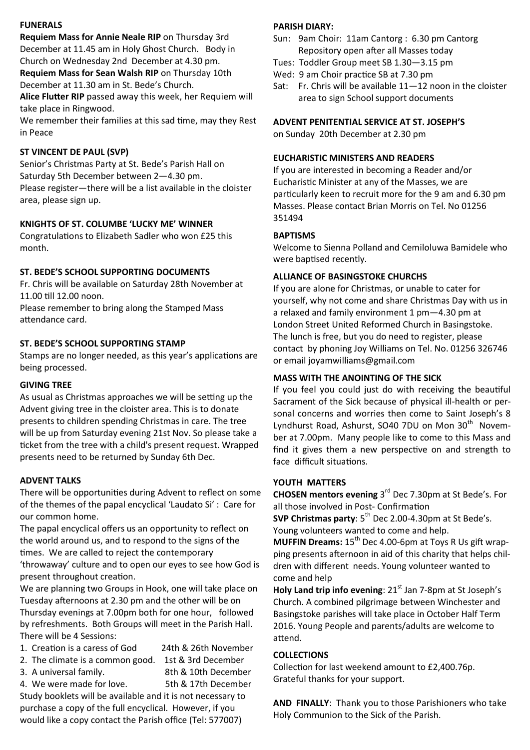## FUNERALS

**Requiem Mass for Annie Neale RIP** on Thursday 3rd December at 11.45 am in Holy Ghost Church. Body in Church on Wednesday 2nd December at 4.30 pm.

**Requiem Mass for Sean Walsh RIP** on Thursday 10th December at 11.30 am in St. Bede's Church.

**Alice Flutter RIP** passed away this week, her Requiem will take place in Ringwood.

We remember their families at this sad time, may they Rest in Peace

## ST VINCENT DE PAUL (SVP)

Senior's Christmas Party at St. Bede's Parish Hall on Saturday 5th December between 2—4.30 pm.

Please register—there will be a list available in the cloister area, please sign up.

## KNIGHTS OF ST. COLUMBE 'LUCKY ME' WINNER

Congratulations to Elizabeth Sadler who won £25 this month.

## ST. BEDE'S SCHOOL SUPPORTING DOCUMENTS

Fr. Chris will be available on Saturday 28th November at 11.00 till 12.00 noon.

Please remember to bring along the Stamped Mass attendance card.

## ST. BEDE'S SCHOOL SUPPORTING STAMP

Stamps are no longer needed, as this year's applications are being processed.

## GIVING TREE

As usual as Christmas approaches we will be setting up the Advent giving tree in the cloister area. This is to donate presents to children spending Christmas in care. The tree will be up from Saturday evening 21st Nov. So please take a ticket from the tree with a child's present request. Wrapped presents need to be returned by Sunday 6th Dec.

## ADVENT TALKS

There will be opportunities during Advent to reflect on some of the themes of the papal encyclical 'Laudato Si' : Care for our common home.

The papal encyclical offers us an opportunity to reflect on the world around us, and to respond to the signs of the times. We are called to reject the contemporary 'throwaway' culture and to open our eyes to see how God is present throughout creation.

We are planning two Groups in Hook, one will take place on Tuesday afternoons at 2.30 pm and the other will be on Thursday evenings at 7.00pm both for one hour, followed by refreshments. Both Groups will meet in the Parish Hall. There will be 4 Sessions:

1. Creation is a caress of God — 24th & 26th November
2. The climate is a common good. — 1st & 3rd December
3. A universal family. — 8th & 10th December
4. We were made for love. — 5th & 17th December

Study booklets will be available and it is not necessary to purchase a copy of the full encyclical. However, if you would like a copy contact the Parish office (Tel: 577007)

## PARISH DIARY:

- Sun: 9am Choir: 11am Cantorg : 6.30 pm Cantorg
  Repository open after all Masses today
- Tues: Toddler Group meet SB 1.30—3.15 pm
- Wed: 9 am Choir practice SB at 7.30 pm
- Sat: Fr. Chris will be available 11—12 noon in the cloister area to sign School support documents

## ADVENT PENITENTIAL SERVICE AT ST. JOSEPH'S

on Sunday 20th December at 2.30 pm

## EUCHARISTIC MINISTERS AND READERS

If you are interested in becoming a Reader and/or Eucharistic Minister at any of the Masses, we are particularly keen to recruit more for the 9 am and 6.30 pm Masses. Please contact Brian Morris on Tel. No 01256 351494

## BAPTISMS

Welcome to Sienna Polland and Cemiloluwa Bamidele who were baptised recently.

## ALLIANCE OF BASINGSTOKE CHURCHS

If you are alone for Christmas, or unable to cater for yourself, why not come and share Christmas Day with us in a relaxed and family environment 1 pm—4.30 pm at London Street United Reformed Church in Basingstoke. The lunch is free, but you do need to register, please contact by phoning Joy Williams on Tel. No. 01256 326746 or email joyamwilliams@gmail.com

## MASS WITH THE ANOINTING OF THE SICK

If you feel you could just do with receiving the beautiful Sacrament of the Sick because of physical ill-health or personal concerns and worries then come to Saint Joseph's 8 Lyndhurst Road, Ashurst, SO40 7DU on Mon 30th November at 7.00pm. Many people like to come to this Mass and find it gives them a new perspective on and strength to face difficult situations.

## YOUTH MATTERS

**CHOSEN mentors evening** 3rd Dec 7.30pm at St Bede's. For all those involved in Post- Confirmation

**SVP Christmas party**: 5th Dec 2.00-4.30pm at St Bede's. Young volunteers wanted to come and help.

**MUFFIN Dreams:** 15th Dec 4.00-6pm at Toys R Us gift wrapping presents afternoon in aid of this charity that helps children with different needs. Young volunteer wanted to come and help

**Holy Land trip info evening**: 21st Jan 7-8pm at St Joseph's Church. A combined pilgrimage between Winchester and Basingstoke parishes will take place in October Half Term 2016. Young People and parents/adults are welcome to attend.

## COLLECTIONS

Collection for last weekend amount to £2,400.76p. Grateful thanks for your support.

**AND FINALLY**: Thank you to those Parishioners who take Holy Communion to the Sick of the Parish.